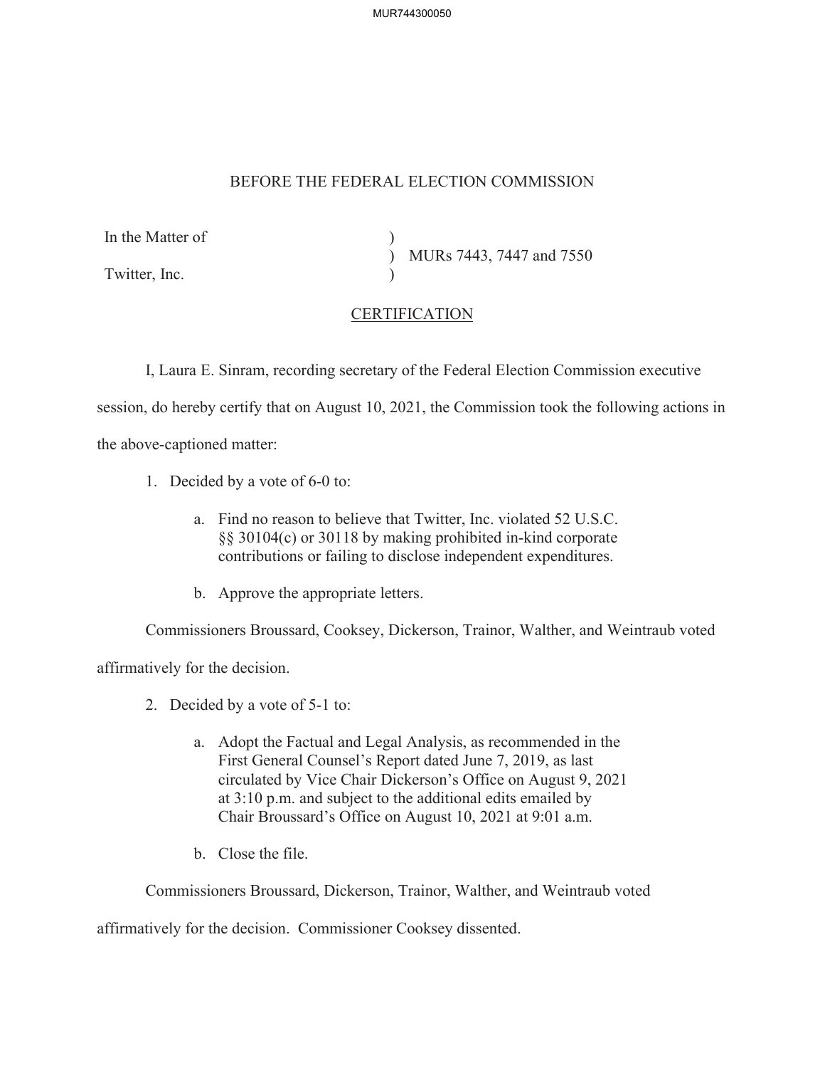BEFORE THE FEDERAL ELECTION COMMISSION

In the Matter of )
) MURs 7443, 7447 and 7550
Twitter, Inc. )

CERTIFICATION

I, Laura E. Sinram, recording secretary of the Federal Election Commission executive session, do hereby certify that on August 10, 2021, the Commission took the following actions in the above-captioned matter:

1. Decided by a vote of 6-0 to:

   a. Find no reason to believe that Twitter, Inc. violated 52 U.S.C. §§ 30104(c) or 30118 by making prohibited in-kind corporate contributions or failing to disclose independent expenditures.

   b. Approve the appropriate letters.

Commissioners Broussard, Cooksey, Dickerson, Trainor, Walther, and Weintraub voted affirmatively for the decision.

2. Decided by a vote of 5-1 to:

   a. Adopt the Factual and Legal Analysis, as recommended in the First General Counsel's Report dated June 7, 2019, as last circulated by Vice Chair Dickerson's Office on August 9, 2021 at 3:10 p.m. and subject to the additional edits emailed by Chair Broussard's Office on August 10, 2021 at 9:01 a.m.

   b. Close the file.

Commissioners Broussard, Dickerson, Trainor, Walther, and Weintraub voted affirmatively for the decision. Commissioner Cooksey dissented.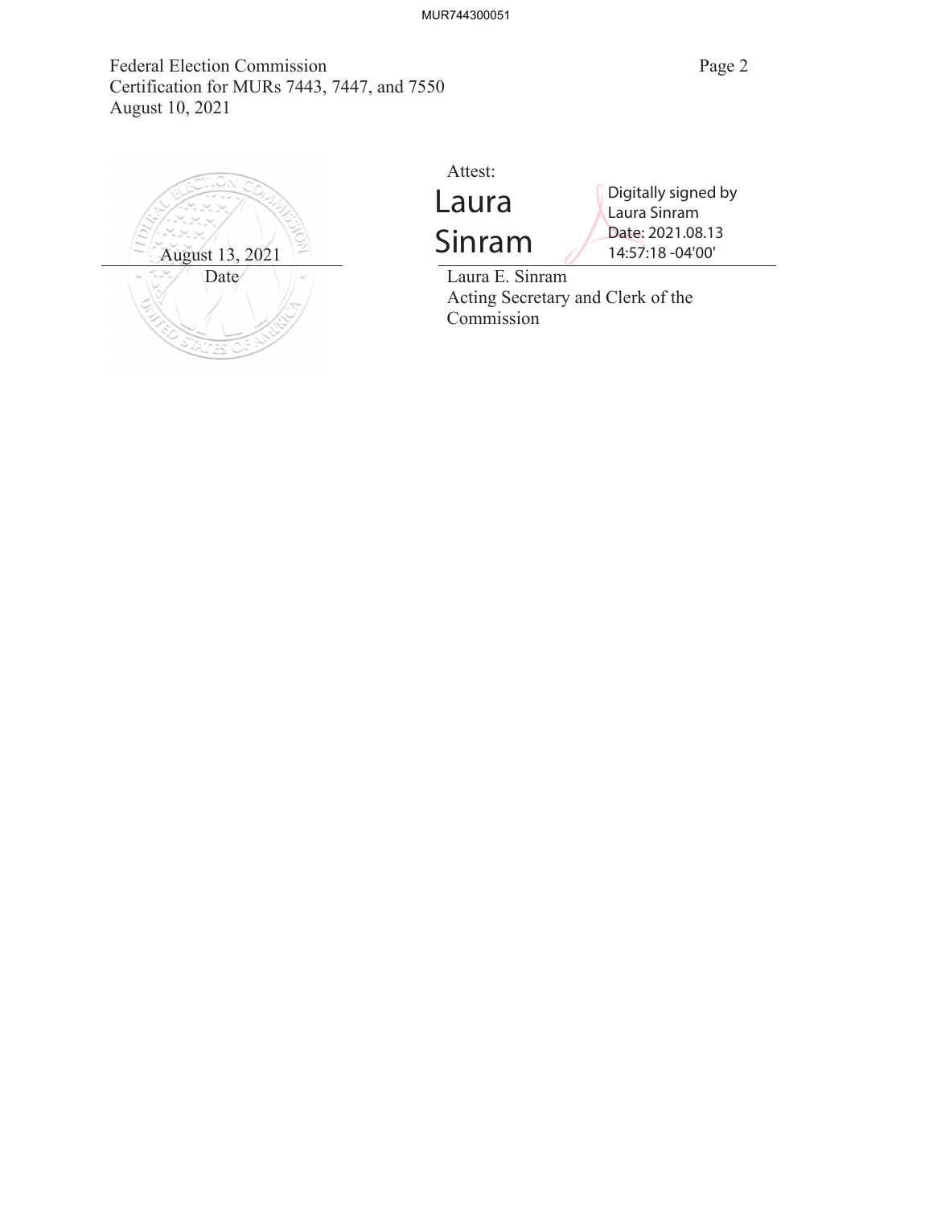Federal Election Commission
Certification for MURs 7443, 7447, and 7550
August 10, 2021

August 13, 2021
Date

Attest:

Laura Sinram

Digitally signed by Laura Sinram
Date: 2021.08.13 14:57:18 -04'00'

Laura E. Sinram
Acting Secretary and Clerk of the Commission